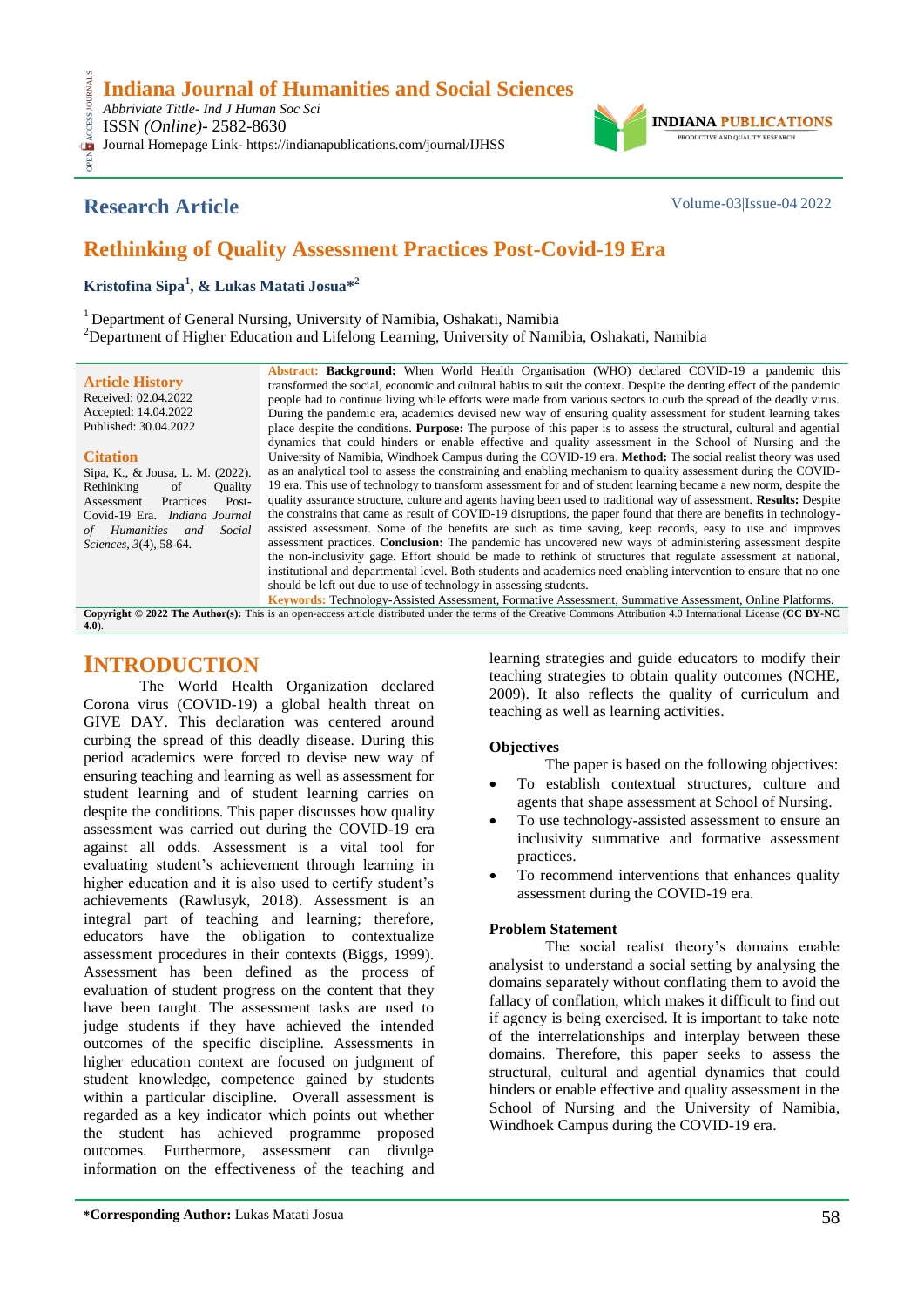**Indiana Journal of Humanities and Social Sciences**
*Abbriviate Tittle- Ind J Human Soc Sci*
ISSN *(Online)*- 2582-8630
Journal Homepage Link- https://indianapublications.com/journal/IJHSS

**Research Article** Volume-03|Issue-04|2022

# Rethinking of Quality Assessment Practices Post-Covid-19 Era

**Kristofina Sipa[1], & Lukas Matati Josua*[2]**

[1] Department of General Nursing, University of Namibia, Oshakati, Namibia
[2] Department of Higher Education and Lifelong Learning, University of Namibia, Oshakati, Namibia

**Article History**
Received: 02.04.2022
Accepted: 14.04.2022
Published: 30.04.2022

**Citation**
Sipa, K., & Jousa, L. M. (2022). Rethinking of Quality Assessment Practices Post-Covid-19 Era. *Indiana Journal of Humanities and Social Sciences, 3*(4), 58-64.

**Abstract: Background:** When World Health Organisation (WHO) declared COVID-19 a pandemic this transformed the social, economic and cultural habits to suit the context. Despite the denting effect of the pandemic people had to continue living while efforts were made from various sectors to curb the spread of the deadly virus. During the pandemic era, academics devised new way of ensuring quality assessment for student learning takes place despite the conditions. **Purpose:** The purpose of this paper is to assess the structural, cultural and agential dynamics that could hinders or enable effective and quality assessment in the School of Nursing and the University of Namibia, Windhoek Campus during the COVID-19 era. **Method:** The social realist theory was used as an analytical tool to assess the constraining and enabling mechanism to quality assessment during the COVID-19 era. This use of technology to transform assessment for and of student learning became a new norm, despite the quality assurance structure, culture and agents having been used to traditional way of assessment. **Results:** Despite the constrains that came as result of COVID-19 disruptions, the paper found that there are benefits in technology-assisted assessment. Some of the benefits are such as time saving, keep records, easy to use and improves assessment practices. **Conclusion:** The pandemic has uncovered new ways of administering assessment despite the non-inclusivity gage. Effort should be made to rethink of structures that regulate assessment at national, institutional and departmental level. Both students and academics need enabling intervention to ensure that no one should be left out due to use of technology in assessing students.

**Keywords:** Technology-Assisted Assessment, Formative Assessment, Summative Assessment, Online Platforms.

**Copyright © 2022 The Author(s):** This is an open-access article distributed under the terms of the Creative Commons Attribution 4.0 International License (**CC BY-NC 4.0**).

## INTRODUCTION

The World Health Organization declared Corona virus (COVID-19) a global health threat on GIVE DAY. This declaration was centered around curbing the spread of this deadly disease. During this period academics were forced to devise new way of ensuring teaching and learning as well as assessment for student learning and of student learning carries on despite the conditions. This paper discusses how quality assessment was carried out during the COVID-19 era against all odds. Assessment is a vital tool for evaluating student's achievement through learning in higher education and it is also used to certify student's achievements (Rawlusyk, 2018). Assessment is an integral part of teaching and learning; therefore, educators have the obligation to contextualize assessment procedures in their contexts (Biggs, 1999). Assessment has been defined as the process of evaluation of student progress on the content that they have been taught. The assessment tasks are used to judge students if they have achieved the intended outcomes of the specific discipline. Assessments in higher education context are focused on judgment of student knowledge, competence gained by students within a particular discipline. Overall assessment is regarded as a key indicator which points out whether the student has achieved programme proposed outcomes. Furthermore, assessment can divulge information on the effectiveness of the teaching and learning strategies and guide educators to modify their teaching strategies to obtain quality outcomes (NCHE, 2009). It also reflects the quality of curriculum and teaching as well as learning activities.

### Objectives

The paper is based on the following objectives:

- To establish contextual structures, culture and agents that shape assessment at School of Nursing.
- To use technology-assisted assessment to ensure an inclusivity summative and formative assessment practices.
- To recommend interventions that enhances quality assessment during the COVID-19 era.

### Problem Statement

The social realist theory's domains enable analysist to understand a social setting by analysing the domains separately without conflating them to avoid the fallacy of conflation, which makes it difficult to find out if agency is being exercised. It is important to take note of the interrelationships and interplay between these domains. Therefore, this paper seeks to assess the structural, cultural and agential dynamics that could hinder or enable effective and quality assessment in the School of Nursing and the University of Namibia, Windhoek Campus during the COVID-19 era.

**\*Corresponding Author:** Lukas Matati Josua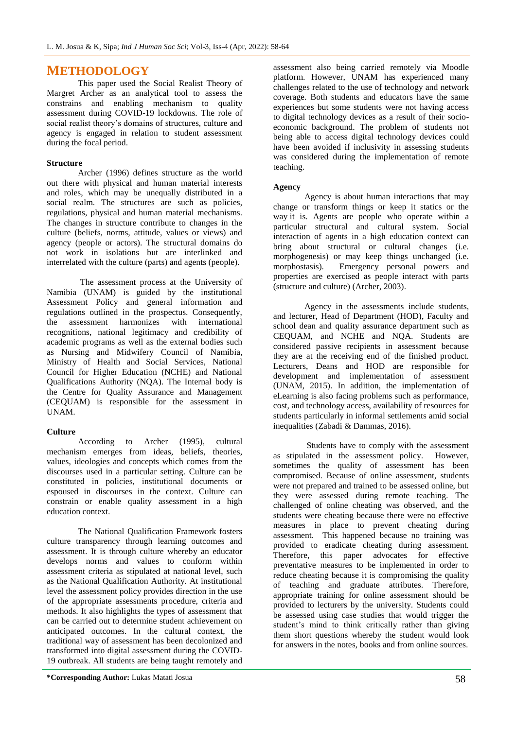# METHODOLOGY

This paper used the Social Realist Theory of Margret Archer as an analytical tool to assess the constrains and enabling mechanism to quality assessment during COVID-19 lockdowns. The role of social realist theory's domains of structures, culture and agency is engaged in relation to student assessment during the focal period.

### Structure

Archer (1996) defines structure as the world out there with physical and human material interests and roles, which may be unequally distributed in a social realm. The structures are such as policies, regulations, physical and human material mechanisms. The changes in structure contribute to changes in the culture (beliefs, norms, attitude, values or views) and agency (people or actors). The structural domains do not work in isolations but are interlinked and interrelated with the culture (parts) and agents (people).

The assessment process at the University of Namibia (UNAM) is guided by the institutional Assessment Policy and general information and regulations outlined in the prospectus. Consequently, the assessment harmonizes with international recognitions, national legitimacy and credibility of academic programs as well as the external bodies such as Nursing and Midwifery Council of Namibia, Ministry of Health and Social Services, National Council for Higher Education (NCHE) and National Qualifications Authority (NQA). The Internal body is the Centre for Quality Assurance and Management (CEQUAM) is responsible for the assessment in UNAM.

### Culture

According to Archer (1995), cultural mechanism emerges from ideas, beliefs, theories, values, ideologies and concepts which comes from the discourses used in a particular setting. Culture can be constituted in policies, institutional documents or espoused in discourses in the context. Culture can constrain or enable quality assessment in a high education context.

The National Qualification Framework fosters culture transparency through learning outcomes and assessment. It is through culture whereby an educator develops norms and values to conform within assessment criteria as stipulated at national level, such as the National Qualification Authority. At institutional level the assessment policy provides direction in the use of the appropriate assessments procedure, criteria and methods. It also highlights the types of assessment that can be carried out to determine student achievement on anticipated outcomes. In the cultural context, the traditional way of assessment has been decolonized and transformed into digital assessment during the COVID-19 outbreak. All students are being taught remotely and assessment also being carried remotely via Moodle platform. However, UNAM has experienced many challenges related to the use of technology and network coverage. Both students and educators have the same experiences but some students were not having access to digital technology devices as a result of their socio-economic background. The problem of students not being able to access digital technology devices could have been avoided if inclusivity in assessing students was considered during the implementation of remote teaching.

### Agency

Agency is about human interactions that may change or transform things or keep it statics or the way it is. Agents are people who operate within a particular structural and cultural system. Social interaction of agents in a high education context can bring about structural or cultural changes (i.e. morphogenesis) or may keep things unchanged (i.e. morphostasis). Emergency personal powers and properties are exercised as people interact with parts (structure and culture) (Archer, 2003).

Agency in the assessments include students, and lecturer, Head of Department (HOD), Faculty and school dean and quality assurance department such as CEQUAM, and NCHE and NQA. Students are considered passive recipients in assessment because they are at the receiving end of the finished product. Lecturers, Deans and HOD are responsible for development and implementation of assessment (UNAM, 2015). In addition, the implementation of eLearning is also facing problems such as performance, cost, and technology access, availability of resources for students particularly in informal settlements amid social inequalities (Zabadi & Dammas, 2016).

Students have to comply with the assessment as stipulated in the assessment policy. However, sometimes the quality of assessment has been compromised. Because of online assessment, students were not prepared and trained to be assessed online, but they were assessed during remote teaching. The challenged of online cheating was observed, and the students were cheating because there were no effective measures in place to prevent cheating during assessment. This happened because no training was provided to eradicate cheating during assessment. Therefore, this paper advocates for effective preventative measures to be implemented in order to reduce cheating because it is compromising the quality of teaching and graduate attributes. Therefore, appropriate training for online assessment should be provided to lecturers by the university. Students could be assessed using case studies that would trigger the student's mind to think critically rather than giving them short questions whereby the student would look for answers in the notes, books and from online sources.

**\*Corresponding Author:** Lukas Matati Josua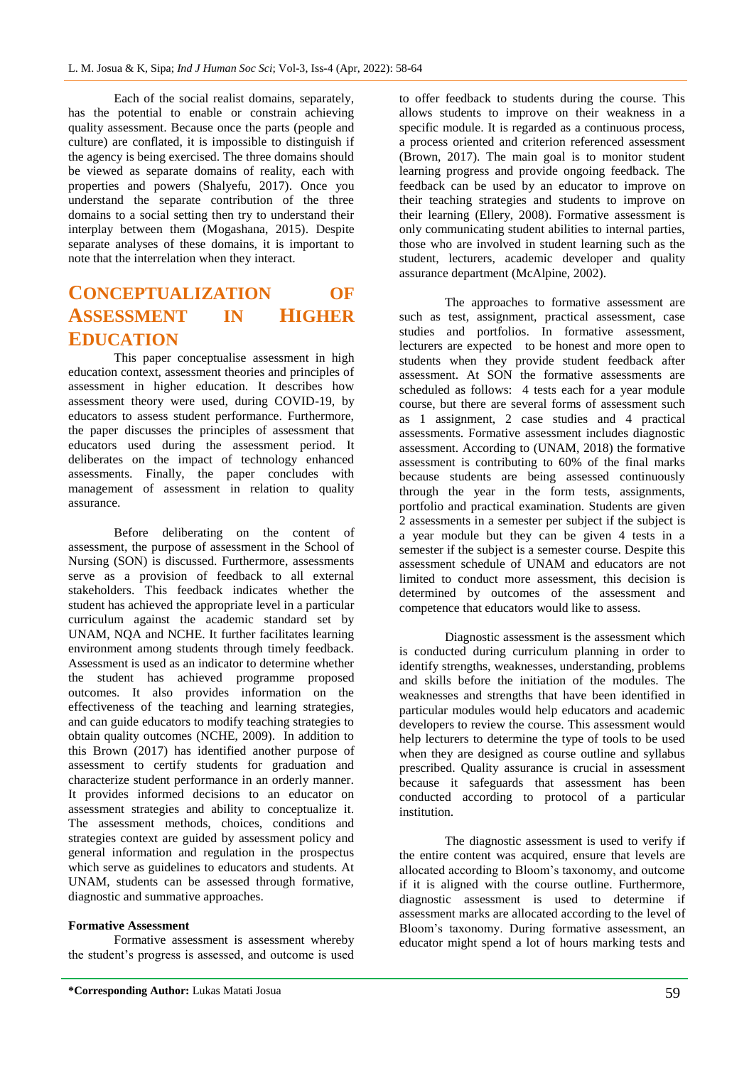Each of the social realist domains, separately, has the potential to enable or constrain achieving quality assessment. Because once the parts (people and culture) are conflated, it is impossible to distinguish if the agency is being exercised. The three domains should be viewed as separate domains of reality, each with properties and powers (Shalyefu, 2017). Once you understand the separate contribution of the three domains to a social setting then try to understand their interplay between them (Mogashana, 2015). Despite separate analyses of these domains, it is important to note that the interrelation when they interact.

## CONCEPTUALIZATION OF ASSESSMENT IN HIGHER EDUCATION

This paper conceptualise assessment in high education context, assessment theories and principles of assessment in higher education. It describes how assessment theory were used, during COVID-19, by educators to assess student performance. Furthermore, the paper discusses the principles of assessment that educators used during the assessment period. It deliberates on the impact of technology enhanced assessments. Finally, the paper concludes with management of assessment in relation to quality assurance.

Before deliberating on the content of assessment, the purpose of assessment in the School of Nursing (SON) is discussed. Furthermore, assessments serve as a provision of feedback to all external stakeholders. This feedback indicates whether the student has achieved the appropriate level in a particular curriculum against the academic standard set by UNAM, NQA and NCHE. It further facilitates learning environment among students through timely feedback. Assessment is used as an indicator to determine whether the student has achieved programme proposed outcomes. It also provides information on the effectiveness of the teaching and learning strategies, and can guide educators to modify teaching strategies to obtain quality outcomes (NCHE, 2009). In addition to this Brown (2017) has identified another purpose of assessment to certify students for graduation and characterize student performance in an orderly manner. It provides informed decisions to an educator on assessment strategies and ability to conceptualize it. The assessment methods, choices, conditions and strategies context are guided by assessment policy and general information and regulation in the prospectus which serve as guidelines to educators and students. At UNAM, students can be assessed through formative, diagnostic and summative approaches.

**Formative Assessment**

Formative assessment is assessment whereby the student's progress is assessed, and outcome is used to offer feedback to students during the course. This allows students to improve on their weakness in a specific module. It is regarded as a continuous process, a process oriented and criterion referenced assessment (Brown, 2017). The main goal is to monitor student learning progress and provide ongoing feedback. The feedback can be used by an educator to improve on their teaching strategies and students to improve on their learning (Ellery, 2008). Formative assessment is only communicating student abilities to internal parties, those who are involved in student learning such as the student, lecturers, academic developer and quality assurance department (McAlpine, 2002).

The approaches to formative assessment are such as test, assignment, practical assessment, case studies and portfolios. In formative assessment, lecturers are expected to be honest and more open to students when they provide student feedback after assessment. At SON the formative assessments are scheduled as follows: 4 tests each for a year module course, but there are several forms of assessment such as 1 assignment, 2 case studies and 4 practical assessments. Formative assessment includes diagnostic assessment. According to (UNAM, 2018) the formative assessment is contributing to 60% of the final marks because students are being assessed continuously through the year in the form tests, assignments, portfolio and practical examination. Students are given 2 assessments in a semester per subject if the subject is a year module but they can be given 4 tests in a semester if the subject is a semester course. Despite this assessment schedule of UNAM and educators are not limited to conduct more assessment, this decision is determined by outcomes of the assessment and competence that educators would like to assess.

Diagnostic assessment is the assessment which is conducted during curriculum planning in order to identify strengths, weaknesses, understanding, problems and skills before the initiation of the modules. The weaknesses and strengths that have been identified in particular modules would help educators and academic developers to review the course. This assessment would help lecturers to determine the type of tools to be used when they are designed as course outline and syllabus prescribed. Quality assurance is crucial in assessment because it safeguards that assessment has been conducted according to protocol of a particular institution.

The diagnostic assessment is used to verify if the entire content was acquired, ensure that levels are allocated according to Bloom's taxonomy, and outcome if it is aligned with the course outline. Furthermore, diagnostic assessment is used to determine if assessment marks are allocated according to the level of Bloom's taxonomy. During formative assessment, an educator might spend a lot of hours marking tests and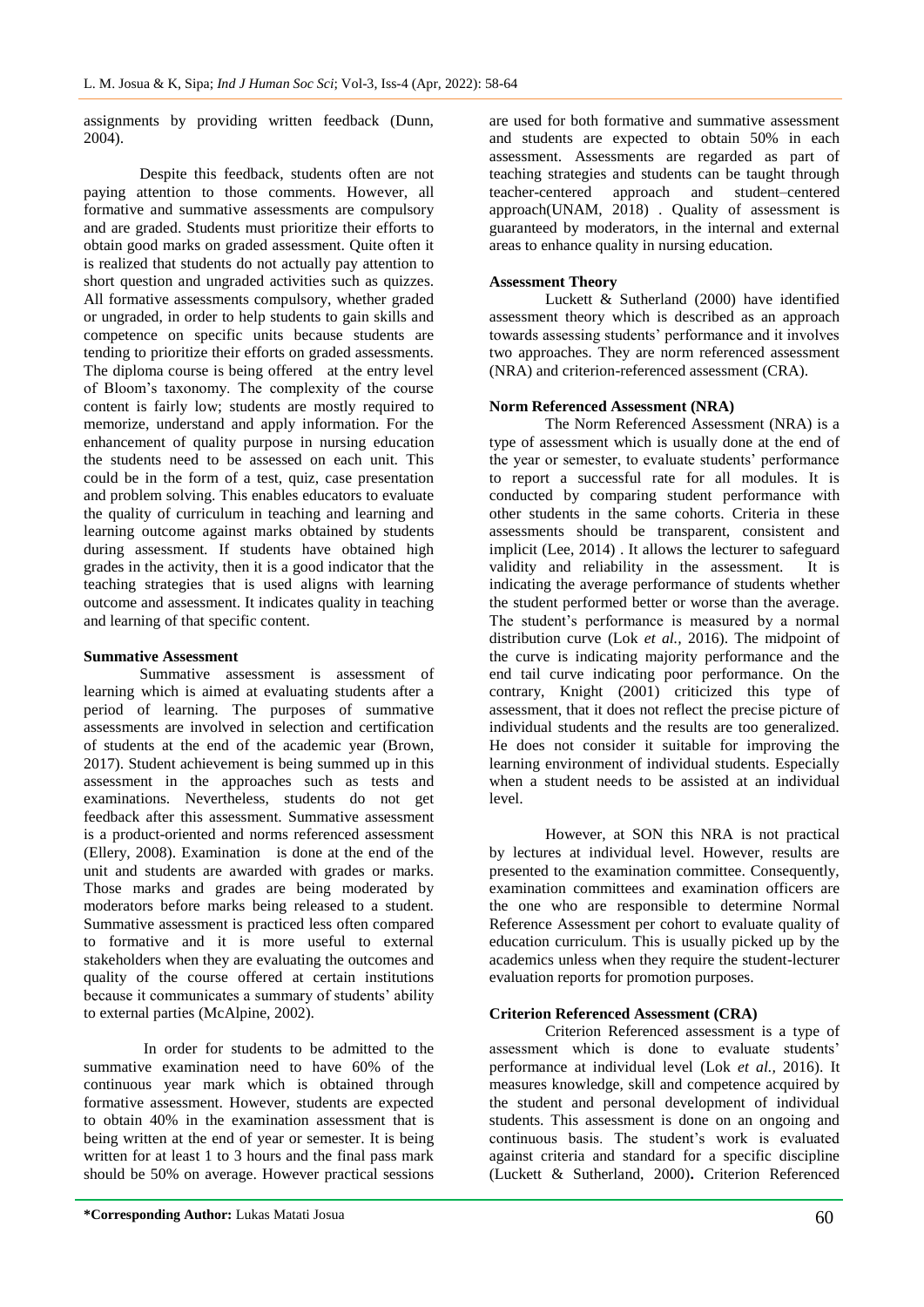assignments by providing written feedback (Dunn, 2004).

Despite this feedback, students often are not paying attention to those comments. However, all formative and summative assessments are compulsory and are graded. Students must prioritize their efforts to obtain good marks on graded assessment. Quite often it is realized that students do not actually pay attention to short question and ungraded activities such as quizzes. All formative assessments compulsory, whether graded or ungraded, in order to help students to gain skills and competence on specific units because students are tending to prioritize their efforts on graded assessments. The diploma course is being offered at the entry level of Bloom's taxonomy. The complexity of the course content is fairly low; students are mostly required to memorize, understand and apply information. For the enhancement of quality purpose in nursing education the students need to be assessed on each unit. This could be in the form of a test, quiz, case presentation and problem solving. This enables educators to evaluate the quality of curriculum in teaching and learning and learning outcome against marks obtained by students during assessment. If students have obtained high grades in the activity, then it is a good indicator that the teaching strategies that is used aligns with learning outcome and assessment. It indicates quality in teaching and learning of that specific content.

**Summative Assessment**

Summative assessment is assessment of learning which is aimed at evaluating students after a period of learning. The purposes of summative assessments are involved in selection and certification of students at the end of the academic year (Brown, 2017). Student achievement is being summed up in this assessment in the approaches such as tests and examinations. Nevertheless, students do not get feedback after this assessment. Summative assessment is a product-oriented and norms referenced assessment (Ellery, 2008). Examination is done at the end of the unit and students are awarded with grades or marks. Those marks and grades are being moderated by moderators before marks being released to a student. Summative assessment is practiced less often compared to formative and it is more useful to external stakeholders when they are evaluating the outcomes and quality of the course offered at certain institutions because it communicates a summary of students' ability to external parties (McAlpine, 2002).

In order for students to be admitted to the summative examination need to have 60% of the continuous year mark which is obtained through formative assessment. However, students are expected to obtain 40% in the examination assessment that is being written at the end of year or semester. It is being written for at least 1 to 3 hours and the final pass mark should be 50% on average. However practical sessions are used for both formative and summative assessment and students are expected to obtain 50% in each assessment. Assessments are regarded as part of teaching strategies and students can be taught through teacher-centered approach and student–centered approach(UNAM, 2018) . Quality of assessment is guaranteed by moderators, in the internal and external areas to enhance quality in nursing education.

**Assessment Theory**

Luckett & Sutherland (2000) have identified assessment theory which is described as an approach towards assessing students' performance and it involves two approaches. They are norm referenced assessment (NRA) and criterion-referenced assessment (CRA).

**Norm Referenced Assessment (NRA)**

The Norm Referenced Assessment (NRA) is a type of assessment which is usually done at the end of the year or semester, to evaluate students' performance to report a successful rate for all modules. It is conducted by comparing student performance with other students in the same cohorts. Criteria in these assessments should be transparent, consistent and implicit (Lee, 2014) . It allows the lecturer to safeguard validity and reliability in the assessment. It is indicating the average performance of students whether the student performed better or worse than the average. The student's performance is measured by a normal distribution curve (Lok *et al.,* 2016). The midpoint of the curve is indicating majority performance and the end tail curve indicating poor performance. On the contrary, Knight (2001) criticized this type of assessment, that it does not reflect the precise picture of individual students and the results are too generalized. He does not consider it suitable for improving the learning environment of individual students. Especially when a student needs to be assisted at an individual level.

However, at SON this NRA is not practical by lectures at individual level. However, results are presented to the examination committee. Consequently, examination committees and examination officers are the one who are responsible to determine Normal Reference Assessment per cohort to evaluate quality of education curriculum. This is usually picked up by the academics unless when they require the student-lecturer evaluation reports for promotion purposes.

**Criterion Referenced Assessment (CRA)**

Criterion Referenced assessment is a type of assessment which is done to evaluate students' performance at individual level (Lok *et al.,* 2016). It measures knowledge, skill and competence acquired by the student and personal development of individual students. This assessment is done on an ongoing and continuous basis. The student's work is evaluated against criteria and standard for a specific discipline (Luckett & Sutherland, 2000)**.** Criterion Referenced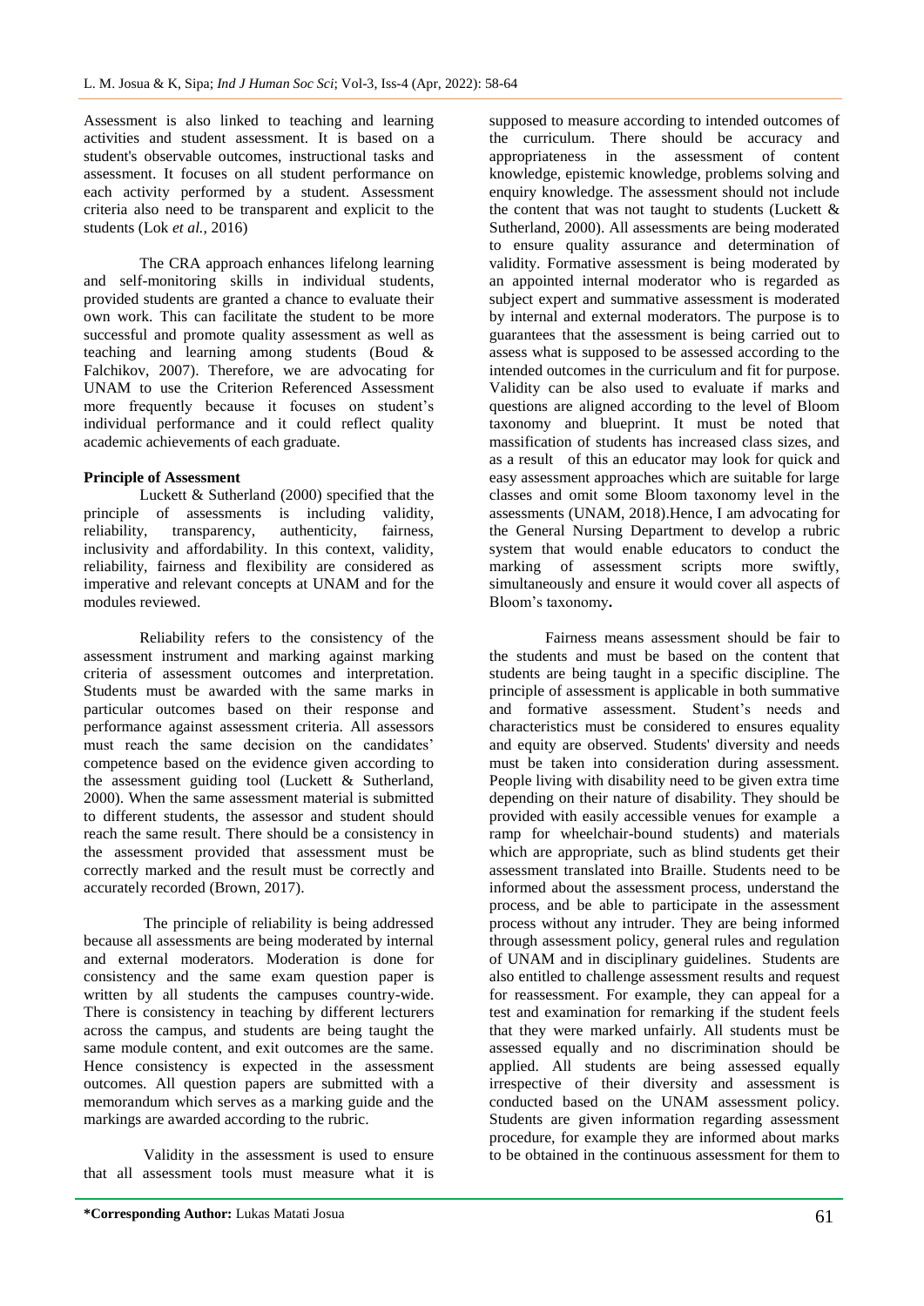Assessment is also linked to teaching and learning activities and student assessment. It is based on a student's observable outcomes, instructional tasks and assessment. It focuses on all student performance on each activity performed by a student. Assessment criteria also need to be transparent and explicit to the students (Lok *et al.,* 2016)

The CRA approach enhances lifelong learning and self-monitoring skills in individual students, provided students are granted a chance to evaluate their own work. This can facilitate the student to be more successful and promote quality assessment as well as teaching and learning among students (Boud & Falchikov, 2007). Therefore, we are advocating for UNAM to use the Criterion Referenced Assessment more frequently because it focuses on student's individual performance and it could reflect quality academic achievements of each graduate.

**Principle of Assessment**

Luckett & Sutherland (2000) specified that the principle of assessments is including validity, reliability, transparency, authenticity, fairness, inclusivity and affordability. In this context, validity, reliability, fairness and flexibility are considered as imperative and relevant concepts at UNAM and for the modules reviewed.

Reliability refers to the consistency of the assessment instrument and marking against marking criteria of assessment outcomes and interpretation. Students must be awarded with the same marks in particular outcomes based on their response and performance against assessment criteria. All assessors must reach the same decision on the candidates' competence based on the evidence given according to the assessment guiding tool (Luckett & Sutherland, 2000). When the same assessment material is submitted to different students, the assessor and student should reach the same result. There should be a consistency in the assessment provided that assessment must be correctly marked and the result must be correctly and accurately recorded (Brown, 2017).

The principle of reliability is being addressed because all assessments are being moderated by internal and external moderators. Moderation is done for consistency and the same exam question paper is written by all students the campuses country-wide. There is consistency in teaching by different lecturers across the campus, and students are being taught the same module content, and exit outcomes are the same. Hence consistency is expected in the assessment outcomes. All question papers are submitted with a memorandum which serves as a marking guide and the markings are awarded according to the rubric.

Validity in the assessment is used to ensure that all assessment tools must measure what it is supposed to measure according to intended outcomes of the curriculum. There should be accuracy and appropriateness in the assessment of content knowledge, epistemic knowledge, problems solving and enquiry knowledge. The assessment should not include the content that was not taught to students (Luckett & Sutherland, 2000). All assessments are being moderated to ensure quality assurance and determination of validity. Formative assessment is being moderated by an appointed internal moderator who is regarded as subject expert and summative assessment is moderated by internal and external moderators. The purpose is to guarantees that the assessment is being carried out to assess what is supposed to be assessed according to the intended outcomes in the curriculum and fit for purpose. Validity can be also used to evaluate if marks and questions are aligned according to the level of Bloom taxonomy and blueprint. It must be noted that massification of students has increased class sizes, and as a result of this an educator may look for quick and easy assessment approaches which are suitable for large classes and omit some Bloom taxonomy level in the assessments (UNAM, 2018).Hence, I am advocating for the General Nursing Department to develop a rubric system that would enable educators to conduct the marking of assessment scripts more swiftly, simultaneously and ensure it would cover all aspects of Bloom's taxonomy**.**

Fairness means assessment should be fair to the students and must be based on the content that students are being taught in a specific discipline. The principle of assessment is applicable in both summative and formative assessment. Student's needs and characteristics must be considered to ensures equality and equity are observed. Students' diversity and needs must be taken into consideration during assessment. People living with disability need to be given extra time depending on their nature of disability. They should be provided with easily accessible venues for example a ramp for wheelchair-bound students) and materials which are appropriate, such as blind students get their assessment translated into Braille. Students need to be informed about the assessment process, understand the process, and be able to participate in the assessment process without any intruder. They are being informed through assessment policy, general rules and regulation of UNAM and in disciplinary guidelines. Students are also entitled to challenge assessment results and request for reassessment. For example, they can appeal for a test and examination for remarking if the student feels that they were marked unfairly. All students must be assessed equally and no discrimination should be applied. All students are being assessed equally irrespective of their diversity and assessment is conducted based on the UNAM assessment policy. Students are given information regarding assessment procedure, for example they are informed about marks to be obtained in the continuous assessment for them to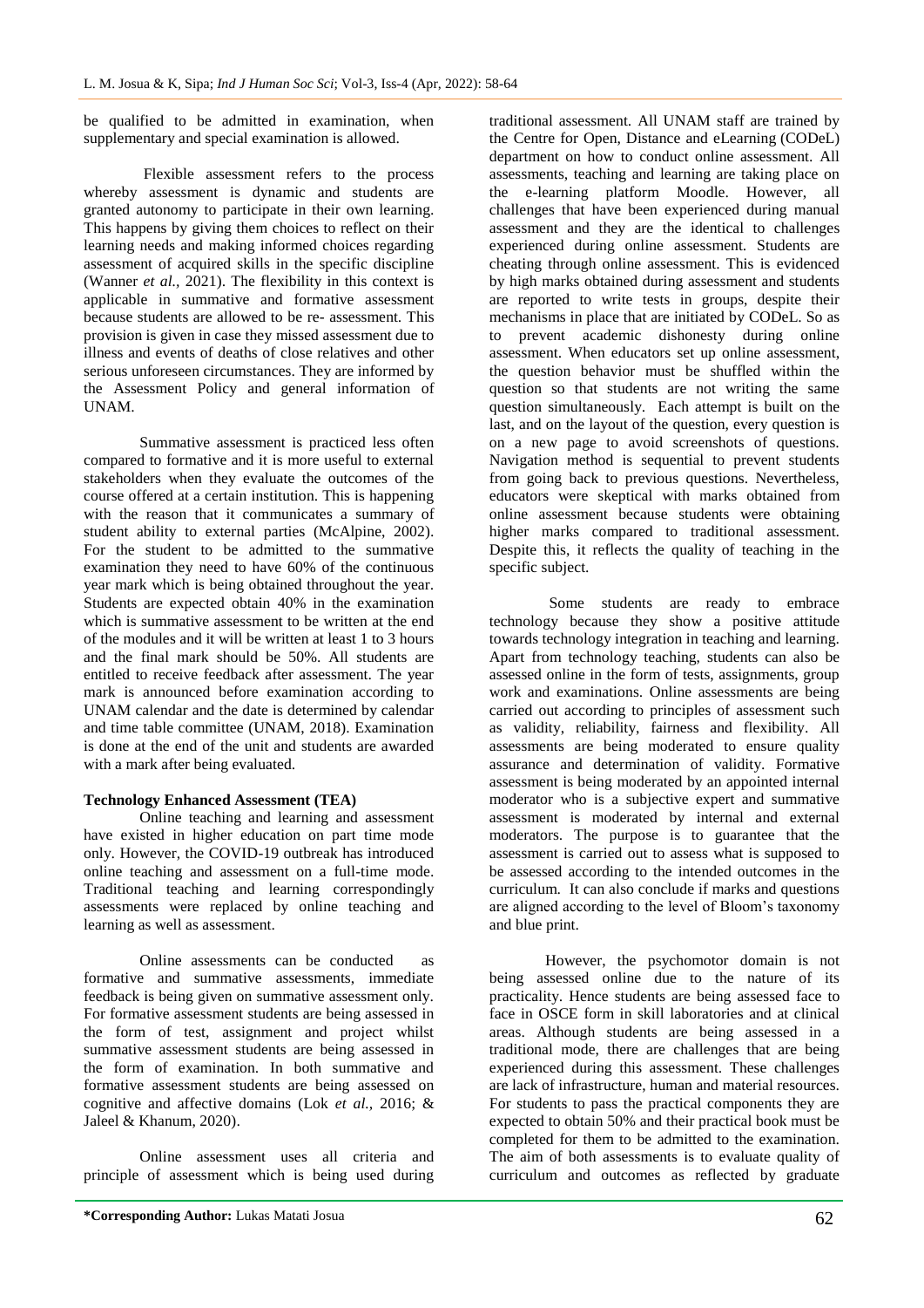be qualified to be admitted in examination, when supplementary and special examination is allowed.

Flexible assessment refers to the process whereby assessment is dynamic and students are granted autonomy to participate in their own learning. This happens by giving them choices to reflect on their learning needs and making informed choices regarding assessment of acquired skills in the specific discipline (Wanner *et al.,* 2021). The flexibility in this context is applicable in summative and formative assessment because students are allowed to be re- assessment. This provision is given in case they missed assessment due to illness and events of deaths of close relatives and other serious unforeseen circumstances. They are informed by the Assessment Policy and general information of UNAM.

Summative assessment is practiced less often compared to formative and it is more useful to external stakeholders when they evaluate the outcomes of the course offered at a certain institution. This is happening with the reason that it communicates a summary of student ability to external parties (McAlpine, 2002). For the student to be admitted to the summative examination they need to have 60% of the continuous year mark which is being obtained throughout the year. Students are expected obtain 40% in the examination which is summative assessment to be written at the end of the modules and it will be written at least 1 to 3 hours and the final mark should be 50%. All students are entitled to receive feedback after assessment. The year mark is announced before examination according to UNAM calendar and the date is determined by calendar and time table committee (UNAM, 2018). Examination is done at the end of the unit and students are awarded with a mark after being evaluated.

**Technology Enhanced Assessment (TEA)**

Online teaching and learning and assessment have existed in higher education on part time mode only. However, the COVID-19 outbreak has introduced online teaching and assessment on a full-time mode. Traditional teaching and learning correspondingly assessments were replaced by online teaching and learning as well as assessment.

Online assessments can be conducted as formative and summative assessments, immediate feedback is being given on summative assessment only. For formative assessment students are being assessed in the form of test, assignment and project whilst summative assessment students are being assessed in the form of examination. In both summative and formative assessment students are being assessed on cognitive and affective domains (Lok *et al.,* 2016; & Jaleel & Khanum, 2020).

Online assessment uses all criteria and principle of assessment which is being used during traditional assessment. All UNAM staff are trained by the Centre for Open, Distance and eLearning (CODeL) department on how to conduct online assessment. All assessments, teaching and learning are taking place on the e-learning platform Moodle. However, all challenges that have been experienced during manual assessment and they are the identical to challenges experienced during online assessment. Students are cheating through online assessment. This is evidenced by high marks obtained during assessment and students are reported to write tests in groups, despite their mechanisms in place that are initiated by CODeL. So as to prevent academic dishonesty during online assessment. When educators set up online assessment, the question behavior must be shuffled within the question so that students are not writing the same question simultaneously. Each attempt is built on the last, and on the layout of the question, every question is on a new page to avoid screenshots of questions. Navigation method is sequential to prevent students from going back to previous questions. Nevertheless, educators were skeptical with marks obtained from online assessment because students were obtaining higher marks compared to traditional assessment. Despite this, it reflects the quality of teaching in the specific subject.

Some students are ready to embrace technology because they show a positive attitude towards technology integration in teaching and learning. Apart from technology teaching, students can also be assessed online in the form of tests, assignments, group work and examinations. Online assessments are being carried out according to principles of assessment such as validity, reliability, fairness and flexibility. All assessments are being moderated to ensure quality assurance and determination of validity. Formative assessment is being moderated by an appointed internal moderator who is a subjective expert and summative assessment is moderated by internal and external moderators. The purpose is to guarantee that the assessment is carried out to assess what is supposed to be assessed according to the intended outcomes in the curriculum. It can also conclude if marks and questions are aligned according to the level of Bloom's taxonomy and blue print.

However, the psychomotor domain is not being assessed online due to the nature of its practicality. Hence students are being assessed face to face in OSCE form in skill laboratories and at clinical areas. Although students are being assessed in a traditional mode, there are challenges that are being experienced during this assessment. These challenges are lack of infrastructure, human and material resources. For students to pass the practical components they are expected to obtain 50% and their practical book must be completed for them to be admitted to the examination. The aim of both assessments is to evaluate quality of curriculum and outcomes as reflected by graduate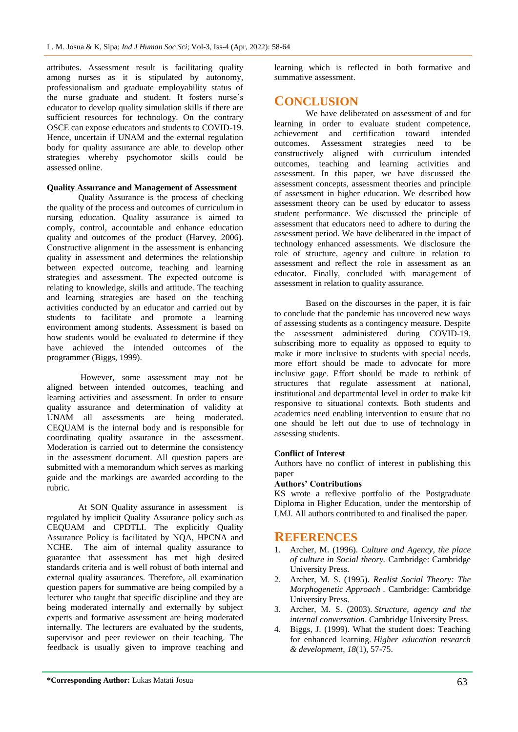attributes. Assessment result is facilitating quality among nurses as it is stipulated by autonomy, professionalism and graduate employability status of the nurse graduate and student. It fosters nurse's educator to develop quality simulation skills if there are sufficient resources for technology. On the contrary OSCE can expose educators and students to COVID-19. Hence, uncertain if UNAM and the external regulation body for quality assurance are able to develop other strategies whereby psychomotor skills could be assessed online.

**Quality Assurance and Management of Assessment**

Quality Assurance is the process of checking the quality of the process and outcomes of curriculum in nursing education. Quality assurance is aimed to comply, control, accountable and enhance education quality and outcomes of the product (Harvey, 2006). Constructive alignment in the assessment is enhancing quality in assessment and determines the relationship between expected outcome, teaching and learning strategies and assessment. The expected outcome is relating to knowledge, skills and attitude. The teaching and learning strategies are based on the teaching activities conducted by an educator and carried out by students to facilitate and promote a learning environment among students. Assessment is based on how students would be evaluated to determine if they have achieved the intended outcomes of the programmer (Biggs, 1999).

However, some assessment may not be aligned between intended outcomes, teaching and learning activities and assessment. In order to ensure quality assurance and determination of validity at UNAM all assessments are being moderated. CEQUAM is the internal body and is responsible for coordinating quality assurance in the assessment. Moderation is carried out to determine the consistency in the assessment document. All question papers are submitted with a memorandum which serves as marking guide and the markings are awarded according to the rubric.

At SON Quality assurance in assessment is regulated by implicit Quality Assurance policy such as CEQUAM and CPDTLI. The explicitly Quality Assurance Policy is facilitated by NQA, HPCNA and NCHE. The aim of internal quality assurance to guarantee that assessment has met high desired standards criteria and is well robust of both internal and external quality assurances. Therefore, all examination question papers for summative are being compiled by a lecturer who taught that specific discipline and they are being moderated internally and externally by subject experts and formative assessment are being moderated internally. The lecturers are evaluated by the students, supervisor and peer reviewer on their teaching. The feedback is usually given to improve teaching and learning which is reflected in both formative and summative assessment.

# CONCLUSION

We have deliberated on assessment of and for learning in order to evaluate student competence, achievement and certification toward intended outcomes. Assessment strategies need to be constructively aligned with curriculum intended outcomes, teaching and learning activities and assessment. In this paper, we have discussed the assessment concepts, assessment theories and principle of assessment in higher education. We described how assessment theory can be used by educator to assess student performance. We discussed the principle of assessment that educators need to adhere to during the assessment period. We have deliberated in the impact of technology enhanced assessments. We disclosure the role of structure, agency and culture in relation to assessment and reflect the role in assessment as an educator. Finally, concluded with management of assessment in relation to quality assurance.

Based on the discourses in the paper, it is fair to conclude that the pandemic has uncovered new ways of assessing students as a contingency measure. Despite the assessment administered during COVID-19, subscribing more to equality as opposed to equity to make it more inclusive to students with special needs, more effort should be made to advocate for more inclusive gage. Effort should be made to rethink of structures that regulate assessment at national, institutional and departmental level in order to make kit responsive to situational contexts. Both students and academics need enabling intervention to ensure that no one should be left out due to use of technology in assessing students.

**Conflict of Interest**

Authors have no conflict of interest in publishing this paper

**Authors' Contributions**

KS wrote a reflexive portfolio of the Postgraduate Diploma in Higher Education, under the mentorship of LMJ. All authors contributed to and finalised the paper.

# REFERENCES

1. Archer, M. (1996). *Culture and Agency, the place of culture in Social theory.* Cambridge: Cambridge University Press.
2. Archer, M. S. (1995). *Realist Social Theory: The Morphogenetic Approach* . Cambridge: Cambridge University Press.
3. Archer, M. S. (2003). *Structure, agency and the internal conversation*. Cambridge University Press.
4. Biggs, J. (1999). What the student does: Teaching for enhanced learning. *Higher education research & development*, *18*(1), 57-75.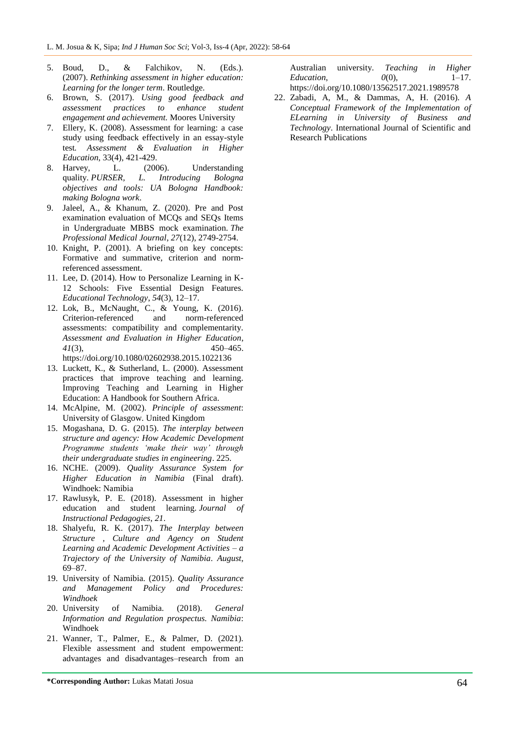5. Boud, D., & Falchikov, N. (Eds.). (2007). *Rethinking assessment in higher education: Learning for the longer term*. Routledge.
6. Brown, S. (2017). *Using good feedback and assessment practices to enhance student engagement and achievement.* Moores University
7. Ellery, K. (2008). Assessment for learning: a case study using feedback effectively in an essay-style test*. Assessment & Evaluation in Higher Education*, 33(4), 421-429.
8. Harvey, L. (2006). Understanding quality. *PURSER, L. Introducing Bologna objectives and tools: UA Bologna Handbook: making Bologna work*.
9. Jaleel, A., & Khanum, Z. (2020). Pre and Post examination evaluation of MCQs and SEQs Items in Undergraduate MBBS mock examination. *The Professional Medical Journal*, *27*(12), 2749-2754.
10. Knight, P. (2001). A briefing on key concepts: Formative and summative, criterion and norm-referenced assessment.
11. Lee, D. (2014). How to Personalize Learning in K-12 Schools: Five Essential Design Features. *Educational Technology*, *54*(3), 12–17.
12. Lok, B., McNaught, C., & Young, K. (2016). Criterion-referenced and norm-referenced assessments: compatibility and complementarity. *Assessment and Evaluation in Higher Education*, *41*(3), 450–465. https://doi.org/10.1080/02602938.2015.1022136
13. Luckett, K., & Sutherland, L. (2000). Assessment practices that improve teaching and learning. Improving Teaching and Learning in Higher Education: A Handbook for Southern Africa.
14. McAlpine, M. (2002). *Principle of assessment*: University of Glasgow. United Kingdom
15. Mogashana, D. G. (2015). *The interplay between structure and agency: How Academic Development Programme students 'make their way' through their undergraduate studies in engineering*. 225.
16. NCHE. (2009). *Quality Assurance System for Higher Education in Namibia* (Final draft). Windhoek: Namibia
17. Rawlusyk, P. E. (2018). Assessment in higher education and student learning. *Journal of Instructional Pedagogies*, *21*.
18. Shalyefu, R. K. (2017). *The Interplay between Structure , Culture and Agency on Student Learning and Academic Development Activities – a Trajectory of the University of Namibia*. *August*, 69–87.
19. University of Namibia. (2015). *Quality Assurance and Management Policy and Procedures: Windhoek*
20. University of Namibia. (2018). *General Information and Regulation prospectus. Namibia*: Windhoek
21. Wanner, T., Palmer, E., & Palmer, D. (2021). Flexible assessment and student empowerment: advantages and disadvantages–research from an Australian university. *Teaching in Higher Education*, *0*(0), 1–17. https://doi.org/10.1080/13562517.2021.1989578
22. Zabadi, A, M., & Dammas, A, H. (2016). *A Conceptual Framework of the Implementation of ELearning in University of Business and Technology*. International Journal of Scientific and Research Publications